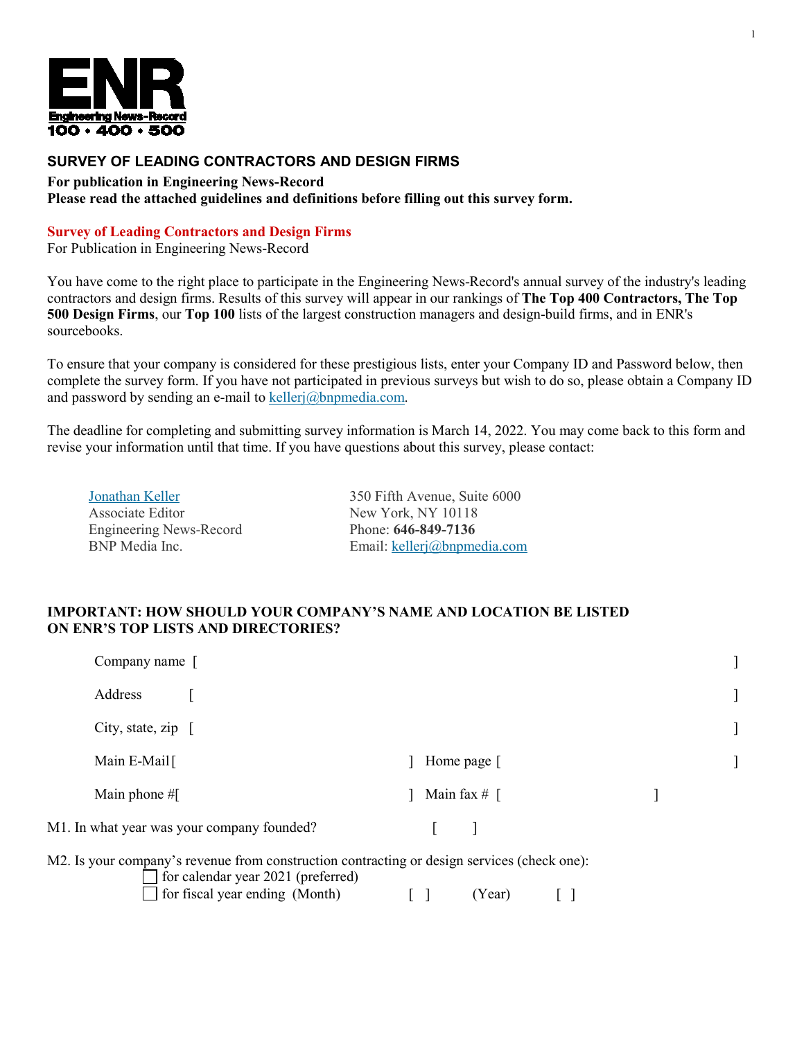ENR

Engineering News-Record

100 • 400 • 500

## SURVEY OF LEADING CONTRACTORS AND DESIGN FIRMS

**For publication in Engineering News-Record**
**Please read the attached guidelines and definitions before filling out this survey form.**

**Survey of Leading Contractors and Design Firms**
For Publication in Engineering News-Record

You have come to the right place to participate in the Engineering News-Record's annual survey of the industry's leading contractors and design firms. Results of this survey will appear in our rankings of **The Top 400 Contractors, The Top 500 Design Firms**, our **Top 100** lists of the largest construction managers and design-build firms, and in ENR's sourcebooks.

To ensure that your company is considered for these prestigious lists, enter your Company ID and Password below, then complete the survey form. If you have not participated in previous surveys but wish to do so, please obtain a Company ID and password by sending an e-mail to kellerj@bnpmedia.com.

The deadline for completing and submitting survey information is March 14, 2022. You may come back to this form and revise your information until that time. If you have questions about this survey, please contact:

Jonathan Keller
Associate Editor
Engineering News-Record
BNP Media Inc.

350 Fifth Avenue, Suite 6000
New York, NY 10118
Phone: **646-849-7136**
Email: kellerj@bnpmedia.com

**IMPORTANT: HOW SHOULD YOUR COMPANY'S NAME AND LOCATION BE LISTED ON ENR'S TOP LISTS AND DIRECTORIES?**

Company name [ ]

Address [ ]

City, state, zip [ ]

Main E-Mail [ ] Home page [ ]

Main phone # [ ] Main fax # [ ]

M1. In what year was your company founded? [ ]

M2. Is your company's revenue from construction contracting or design services (check one):

- ☐ for calendar year 2021 (preferred)
- ☐ for fiscal year ending (Month) [ ] (Year) [ ]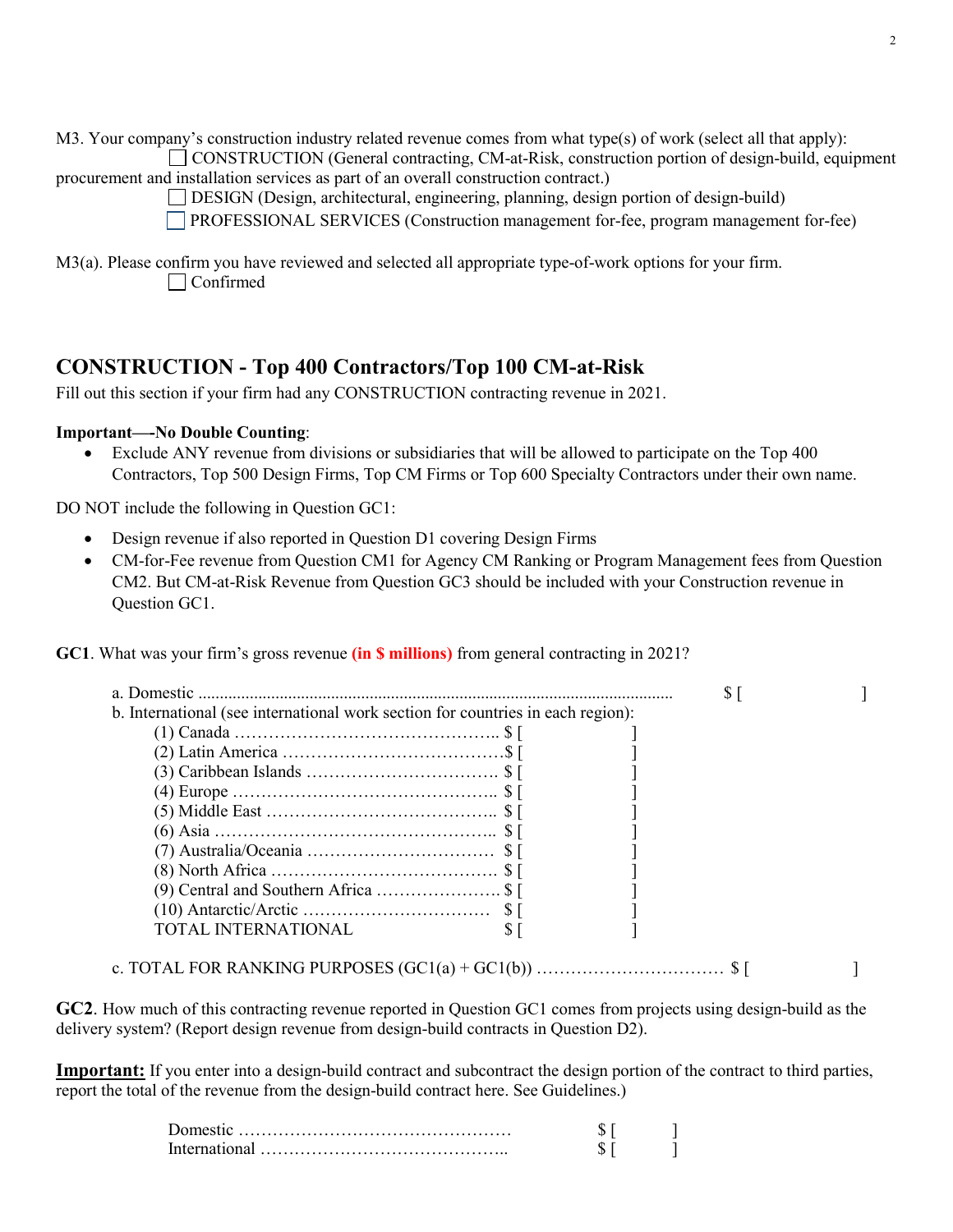M3. Your company's construction industry related revenue comes from what type(s) of work (select all that apply):

☐ CONSTRUCTION (General contracting, CM-at-Risk, construction portion of design-build, equipment procurement and installation services as part of an overall construction contract.)

☐ DESIGN (Design, architectural, engineering, planning, design portion of design-build)

☐ PROFESSIONAL SERVICES (Construction management for-fee, program management for-fee)

M3(a). Please confirm you have reviewed and selected all appropriate type-of-work options for your firm.

☐ Confirmed

## CONSTRUCTION - Top 400 Contractors/Top 100 CM-at-Risk

Fill out this section if your firm had any CONSTRUCTION contracting revenue in 2021.

**Important—No Double Counting**:

- Exclude ANY revenue from divisions or subsidiaries that will be allowed to participate on the Top 400 Contractors, Top 500 Design Firms, Top CM Firms or Top 600 Specialty Contractors under their own name.

DO NOT include the following in Question GC1:

- Design revenue if also reported in Question D1 covering Design Firms
- CM-for-Fee revenue from Question CM1 for Agency CM Ranking or Program Management fees from Question CM2. But CM-at-Risk Revenue from Question GC3 should be included with your Construction revenue in Question GC1.

**GC1**. What was your firm's gross revenue **(in $ millions)** from general contracting in 2021?

a. Domestic ................................................................ $ [ ]

b. International (see international work section for countries in each region):

(1) Canada .............................................. $ [ ]
(2) Latin America .................................... $ [ ]
(3) Caribbean Islands .............................. $ [ ]
(4) Europe .............................................. $ [ ]
(5) Middle East ....................................... $ [ ]
(6) Asia .................................................. $ [ ]
(7) Australia/Oceania .............................. $ [ ]
(8) North Africa ...................................... $ [ ]
(9) Central and Southern Africa ................ $ [ ]
(10) Antarctic/Arctic ................................ $ [ ]
TOTAL INTERNATIONAL $ [ ]

c. TOTAL FOR RANKING PURPOSES (GC1(a) + GC1(b)) ................................ $ [ ]

**GC2**. How much of this contracting revenue reported in Question GC1 comes from projects using design-build as the delivery system? (Report design revenue from design-build contracts in Question D2).

**Important:** If you enter into a design-build contract and subcontract the design portion of the contract to third parties, report the total of the revenue from the design-build contract here. See Guidelines.)

Domestic ............................................... $ [ ]
International ......................................... $ [ ]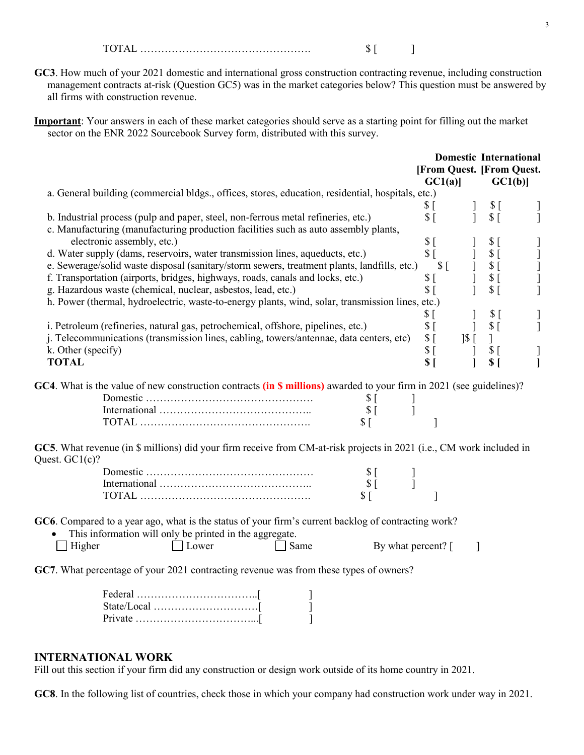TOTAL …………………………………………. $ [ ]

**GC3**. How much of your 2021 domestic and international gross construction contracting revenue, including construction management contracts at-risk (Question GC5) was in the market categories below? This question must be answered by all firms with construction revenue.

**Important**: Your answers in each of these market categories should serve as a starting point for filling out the market sector on the ENR 2022 Sourcebook Survey form, distributed with this survey.

| | Domestic [From Quest. GC1(a)] | International [From Quest. GC1(b)] |
|---|---|---|
| a. General building (commercial bldgs., offices, stores, education, residential, hospitals, etc.) | $ [ ] | $ [ ] |
| b. Industrial process (pulp and paper, steel, non-ferrous metal refineries, etc.) | $ [ ] | $ [ ] |
| c. Manufacturing (manufacturing production facilities such as auto assembly plants, electronic assembly, etc.) | $ [ ] | $ [ ] |
| d. Water supply (dams, reservoirs, water transmission lines, aqueducts, etc.) | $ [ ] | $ [ ] |
| e. Sewerage/solid waste disposal (sanitary/storm sewers, treatment plants, landfills, etc.) | $ [ ] | $ [ ] |
| f. Transportation (airports, bridges, highways, roads, canals and locks, etc.) | $ [ ] | $ [ ] |
| g. Hazardous waste (chemical, nuclear, asbestos, lead, etc.) | $ [ ] | $ [ ] |
| h. Power (thermal, hydroelectric, waste-to-energy plants, wind, solar, transmission lines, etc.) | $ [ ] | $ [ ] |
| i. Petroleum (refineries, natural gas, petrochemical, offshore, pipelines, etc.) | $ [ ] | $ [ ] |
| j. Telecommunications (transmission lines, cabling, towers/antennae, data centers, etc) | $ [ ] | $ [ ] |
| k. Other (specify) | $ [ ] | $ [ ] |
| **TOTAL** | **$ [ ]** | **$ [ ]** |

**GC4**. What is the value of new construction contracts **(in $ millions)** awarded to your firm in 2021 (see guidelines)?

Domestic ………………………………………… $ [ ]
International …………………………………….. $ [ ]
TOTAL …………………………………………. $ [ ]

**GC5**. What revenue (in $ millions) did your firm receive from CM-at-risk projects in 2021 (i.e., CM work included in Quest. GC1(c)?

Domestic ………………………………………… $ [ ]
International …………………………………….. $ [ ]
TOTAL …………………………………………. $ [ ]

**GC6**. Compared to a year ago, what is the status of your firm's current backlog of contracting work?

- This information will only be printed in the aggregate.

☐ Higher ☐ Lower ☐ Same By what percent? [ ]

**GC7**. What percentage of your 2021 contracting revenue was from these types of owners?

Federal ……………………………..[ ]
State/Local …………………………[ ]
Private ……………………………...[ ]

## INTERNATIONAL WORK

Fill out this section if your firm did any construction or design work outside of its home country in 2021.

**GC8**. In the following list of countries, check those in which your company had construction work under way in 2021.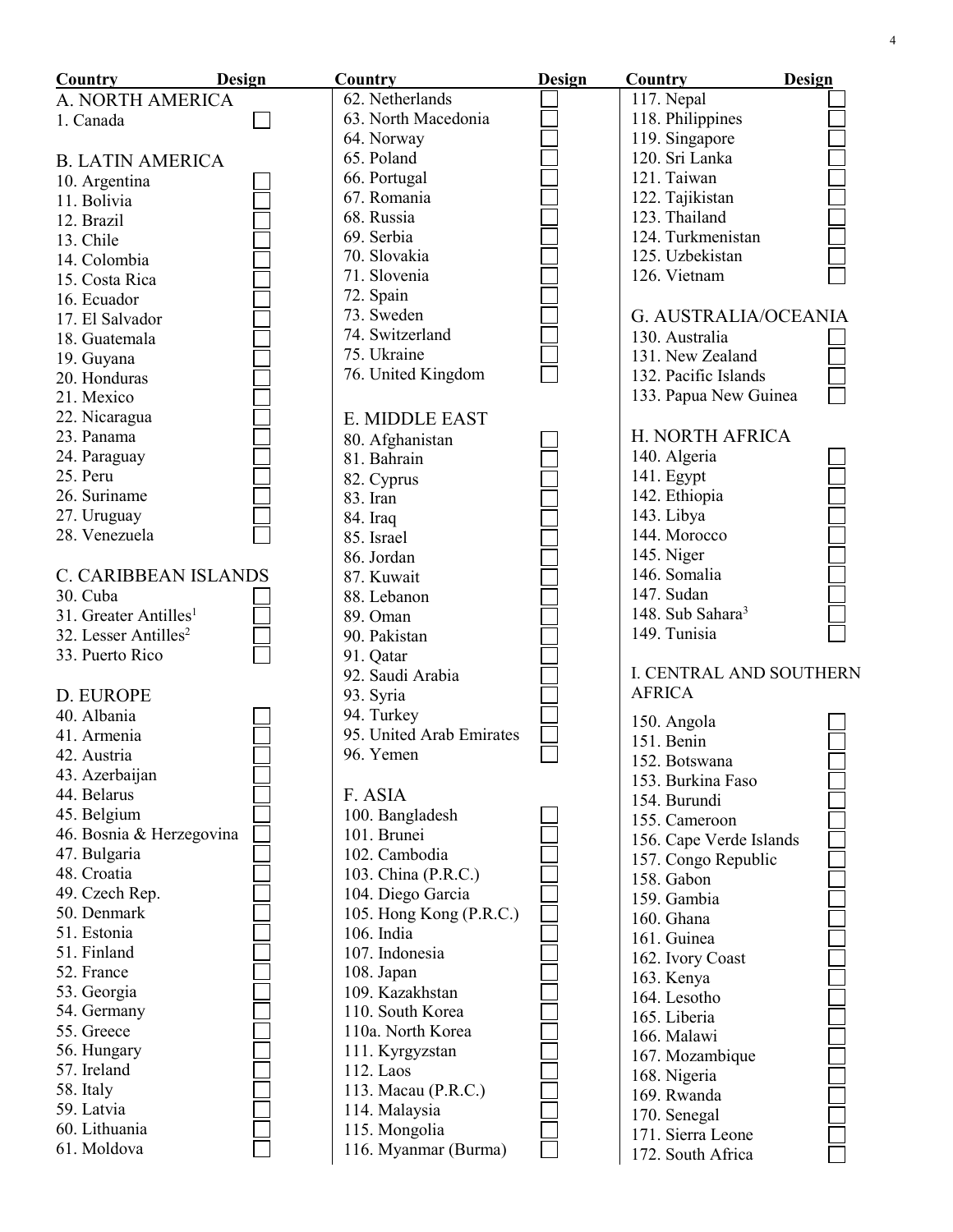| Country | Design |
| --- | --- |
| **A. NORTH AMERICA** | |
| 1. Canada | ☐ |
| **B. LATIN AMERICA** | |
| 10. Argentina | ☐ |
| 11. Bolivia | ☐ |
| 12. Brazil | ☐ |
| 13. Chile | ☐ |
| 14. Colombia | ☐ |
| 15. Costa Rica | ☐ |
| 16. Ecuador | ☐ |
| 17. El Salvador | ☐ |
| 18. Guatemala | ☐ |
| 19. Guyana | ☐ |
| 20. Honduras | ☐ |
| 21. Mexico | ☐ |
| 22. Nicaragua | ☐ |
| 23. Panama | ☐ |
| 24. Paraguay | ☐ |
| 25. Peru | ☐ |
| 26. Suriname | ☐ |
| 27. Uruguay | ☐ |
| 28. Venezuela | ☐ |
| **C. CARIBBEAN ISLANDS** | |
| 30. Cuba | ☐ |
| 31. Greater Antilles[1] | ☐ |
| 32. Lesser Antilles[2] | ☐ |
| 33. Puerto Rico | ☐ |
| **D. EUROPE** | |
| 40. Albania | ☐ |
| 41. Armenia | ☐ |
| 42. Austria | ☐ |
| 43. Azerbaijan | ☐ |
| 44. Belarus | ☐ |
| 45. Belgium | ☐ |
| 46. Bosnia & Herzegovina | ☐ |
| 47. Bulgaria | ☐ |
| 48. Croatia | ☐ |
| 49. Czech Rep. | ☐ |
| 50. Denmark | ☐ |
| 51. Estonia | ☐ |
| 51. Finland | ☐ |
| 52. France | ☐ |
| 53. Georgia | ☐ |
| 54. Germany | ☐ |
| 55. Greece | ☐ |
| 56. Hungary | ☐ |
| 57. Ireland | ☐ |
| 58. Italy | ☐ |
| 59. Latvia | ☐ |
| 60. Lithuania | ☐ |
| 61. Moldova | ☐ |
| 62. Netherlands | ☐ |
| 63. North Macedonia | ☐ |
| 64. Norway | ☐ |
| 65. Poland | ☐ |
| 66. Portugal | ☐ |
| 67. Romania | ☐ |
| 68. Russia | ☐ |
| 69. Serbia | ☐ |
| 70. Slovakia | ☐ |
| 71. Slovenia | ☐ |
| 72. Spain | ☐ |
| 73. Sweden | ☐ |
| 74. Switzerland | ☐ |
| 75. Ukraine | ☐ |
| 76. United Kingdom | ☐ |
| **E. MIDDLE EAST** | |
| 80. Afghanistan | ☐ |
| 81. Bahrain | ☐ |
| 82. Cyprus | ☐ |
| 83. Iran | ☐ |
| 84. Iraq | ☐ |
| 85. Israel | ☐ |
| 86. Jordan | ☐ |
| 87. Kuwait | ☐ |
| 88. Lebanon | ☐ |
| 89. Oman | ☐ |
| 90. Pakistan | ☐ |
| 91. Qatar | ☐ |
| 92. Saudi Arabia | ☐ |
| 93. Syria | ☐ |
| 94. Turkey | ☐ |
| 95. United Arab Emirates | ☐ |
| 96. Yemen | ☐ |
| **F. ASIA** | |
| 100. Bangladesh | ☐ |
| 101. Brunei | ☐ |
| 102. Cambodia | ☐ |
| 103. China (P.R.C.) | ☐ |
| 104. Diego Garcia | ☐ |
| 105. Hong Kong (P.R.C.) | ☐ |
| 106. India | ☐ |
| 107. Indonesia | ☐ |
| 108. Japan | ☐ |
| 109. Kazakhstan | ☐ |
| 110. South Korea | ☐ |
| 110a. North Korea | ☐ |
| 111. Kyrgyzstan | ☐ |
| 112. Laos | ☐ |
| 113. Macau (P.R.C.) | ☐ |
| 114. Malaysia | ☐ |
| 115. Mongolia | ☐ |
| 116. Myanmar (Burma) | ☐ |
| 117. Nepal | ☐ |
| 118. Philippines | ☐ |
| 119. Singapore | ☐ |
| 120. Sri Lanka | ☐ |
| 121. Taiwan | ☐ |
| 122. Tajikistan | ☐ |
| 123. Thailand | ☐ |
| 124. Turkmenistan | ☐ |
| 125. Uzbekistan | ☐ |
| 126. Vietnam | ☐ |
| **G. AUSTRALIA/OCEANIA** | |
| 130. Australia | ☐ |
| 131. New Zealand | ☐ |
| 132. Pacific Islands | ☐ |
| 133. Papua New Guinea | ☐ |
| **H. NORTH AFRICA** | |
| 140. Algeria | ☐ |
| 141. Egypt | ☐ |
| 142. Ethiopia | ☐ |
| 143. Libya | ☐ |
| 144. Morocco | ☐ |
| 145. Niger | ☐ |
| 146. Somalia | ☐ |
| 147. Sudan | ☐ |
| 148. Sub Sahara[3] | ☐ |
| 149. Tunisia | ☐ |
| **I. CENTRAL AND SOUTHERN AFRICA** | |
| 150. Angola | ☐ |
| 151. Benin | ☐ |
| 152. Botswana | ☐ |
| 153. Burkina Faso | ☐ |
| 154. Burundi | ☐ |
| 155. Cameroon | ☐ |
| 156. Cape Verde Islands | ☐ |
| 157. Congo Republic | ☐ |
| 158. Gabon | ☐ |
| 159. Gambia | ☐ |
| 160. Ghana | ☐ |
| 161. Guinea | ☐ |
| 162. Ivory Coast | ☐ |
| 163. Kenya | ☐ |
| 164. Lesotho | ☐ |
| 165. Liberia | ☐ |
| 166. Malawi | ☐ |
| 167. Mozambique | ☐ |
| 168. Nigeria | ☐ |
| 169. Rwanda | ☐ |
| 170. Senegal | ☐ |
| 171. Sierra Leone | ☐ |
| 172. South Africa | ☐ |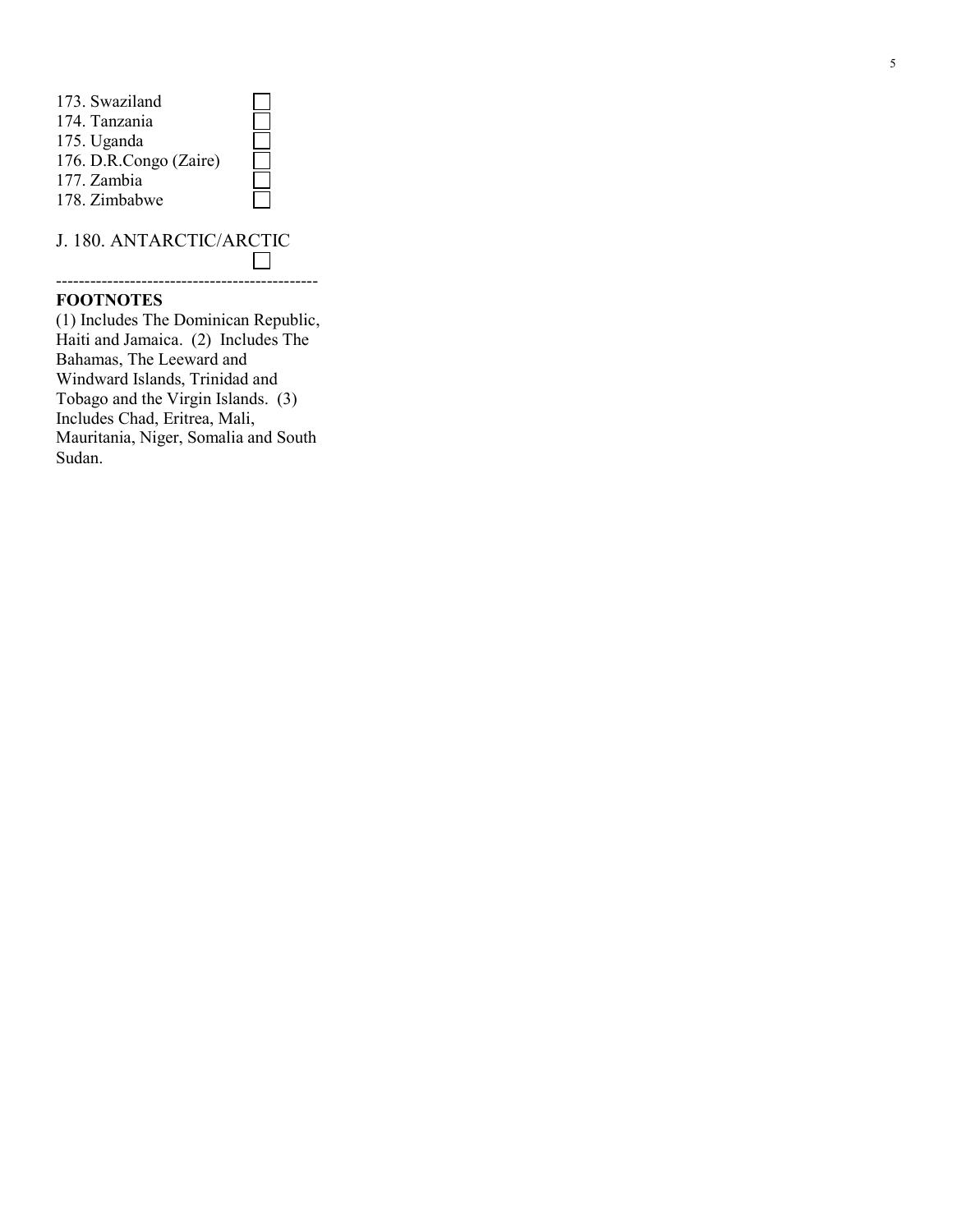173. Swaziland ☐
174. Tanzania ☐
175. Uganda ☐
176. D.R.Congo (Zaire) ☐
177. Zambia ☐
178. Zimbabwe ☐

J. 180. ANTARCTIC/ARCTIC ☐

---------------------------------------------

**FOOTNOTES**

(1) Includes The Dominican Republic, Haiti and Jamaica. (2) Includes The Bahamas, The Leeward and Windward Islands, Trinidad and Tobago and the Virgin Islands. (3) Includes Chad, Eritrea, Mali, Mauritania, Niger, Somalia and South Sudan.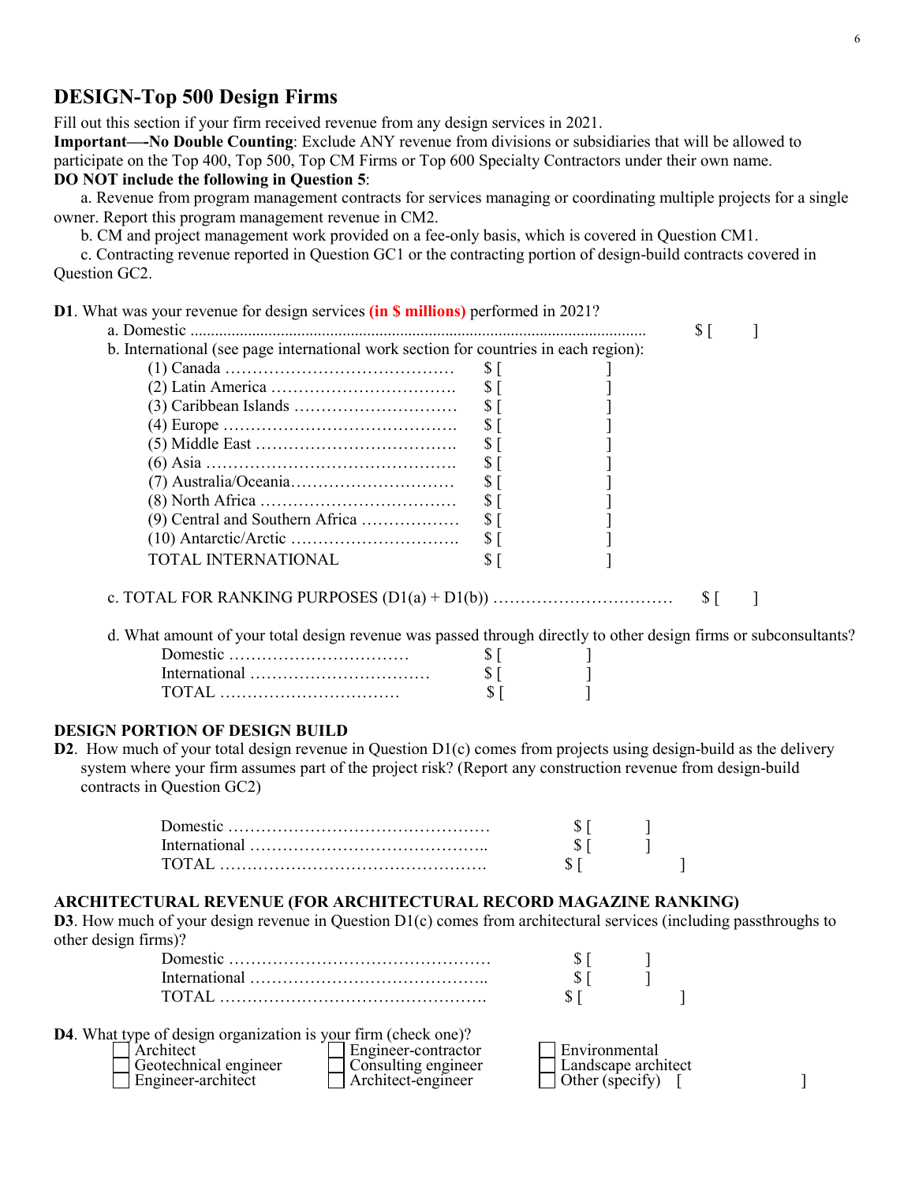## DESIGN-Top 500 Design Firms

Fill out this section if your firm received revenue from any design services in 2021.
**Important—No Double Counting**: Exclude ANY revenue from divisions or subsidiaries that will be allowed to participate on the Top 400, Top 500, Top CM Firms or Top 600 Specialty Contractors under their own name.
**DO NOT include the following in Question 5**:

a. Revenue from program management contracts for services managing or coordinating multiple projects for a single owner. Report this program management revenue in CM2.

b. CM and project management work provided on a fee-only basis, which is covered in Question CM1.

c. Contracting revenue reported in Question GC1 or the contracting portion of design-build contracts covered in Question GC2.

**D1**. What was your revenue for design services **(in $ millions)** performed in 2021?

a. Domestic .............................................................................................................. $ [ ]

b. International (see page international work section for countries in each region):

- (1) Canada ………………………………… $ [ ]
- (2) Latin America ……………………………. $ [ ]
- (3) Caribbean Islands ………………………… $ [ ]
- (4) Europe ……………………………………. $ [ ]
- (5) Middle East ………………………………. $ [ ]
- (6) Asia ………………………………………. $ [ ]
- (7) Australia/Oceania………………………… $ [ ]
- (8) North Africa ……………………………… $ [ ]
- (9) Central and Southern Africa ……………… $ [ ]
- (10) Antarctic/Arctic …………………………. $ [ ]
- TOTAL INTERNATIONAL $ [ ]

c. TOTAL FOR RANKING PURPOSES (D1(a) + D1(b)) …………………………… $ [ ]

d. What amount of your total design revenue was passed through directly to other design firms or subconsultants?

- Domestic …………………………… $ [ ]
- International …………………………… $ [ ]
- TOTAL …………………………… $ [ ]

**DESIGN PORTION OF DESIGN BUILD**

**D2**. How much of your total design revenue in Question D1(c) comes from projects using design-build as the delivery system where your firm assumes part of the project risk? (Report any construction revenue from design-build contracts in Question GC2)

- Domestic ………………………………………… $ [ ]
- International …………………………………….. $ [ ]
- TOTAL …………………………………………. $ [ ]

**ARCHITECTURAL REVENUE (FOR ARCHITECTURAL RECORD MAGAZINE RANKING)**

**D3**. How much of your design revenue in Question D1(c) comes from architectural services (including passthroughs to other design firms)?

- Domestic ………………………………………… $ [ ]
- International …………………………………….. $ [ ]
- TOTAL …………………………………………. $ [ ]

**D4**. What type of design organization is your firm (check one)?

- ☐ Architect
- ☐ Geotechnical engineer
- ☐ Engineer-architect
- ☐ Engineer-contractor
- ☐ Consulting engineer
- ☐ Architect-engineer
- ☐ Environmental
- ☐ Landscape architect
- ☐ Other (specify) [ ]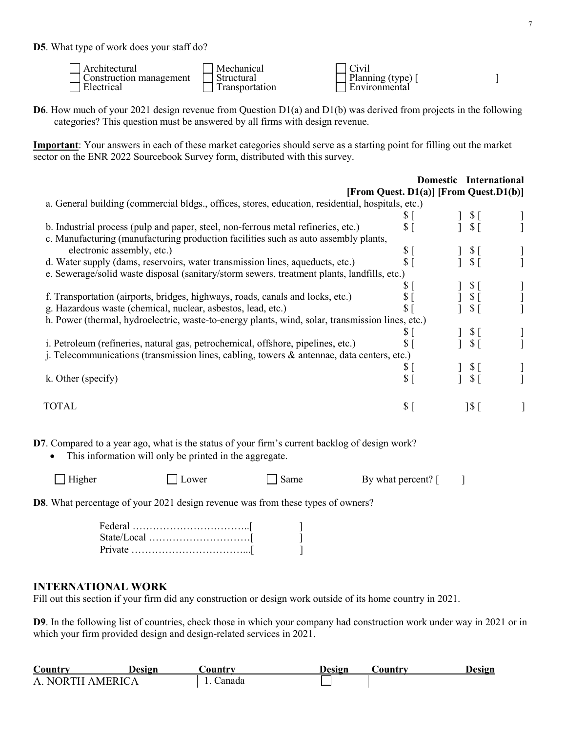**D5**. What type of work does your staff do?

| | | |
|---|---|---|
| ☐ Architectural | ☐ Mechanical | ☐ Civil |
| ☐ Construction management | ☐ Structural | ☐ Planning (type) [ ] |
| ☐ Electrical | ☐ Transportation | ☐ Environmental |

**D6**. How much of your 2021 design revenue from Question D1(a) and D1(b) was derived from projects in the following categories? This question must be answered by all firms with design revenue.

**Important**: Your answers in each of these market categories should serve as a starting point for filling out the market sector on the ENR 2022 Sourcebook Survey form, distributed with this survey.

| | **Domestic [From Quest. D1(a)]** | **International [From Quest.D1(b)]** |
|---|---|---|
| a. General building (commercial bldgs., offices, stores, education, residential, hospitals, etc.) | $ [ ] | $ [ ] |
| b. Industrial process (pulp and paper, steel, non-ferrous metal refineries, etc.) | $ [ ] | $ [ ] |
| c. Manufacturing (manufacturing production facilities such as auto assembly plants, electronic assembly, etc.) | $ [ ] | $ [ ] |
| d. Water supply (dams, reservoirs, water transmission lines, aqueducts, etc.) | $ [ ] | $ [ ] |
| e. Sewerage/solid waste disposal (sanitary/storm sewers, treatment plants, landfills, etc.) | $ [ ] | $ [ ] |
| f. Transportation (airports, bridges, highways, roads, canals and locks, etc.) | $ [ ] | $ [ ] |
| g. Hazardous waste (chemical, nuclear, asbestos, lead, etc.) | $ [ ] | $ [ ] |
| h. Power (thermal, hydroelectric, waste-to-energy plants, wind, solar, transmission lines, etc.) | $ [ ] | $ [ ] |
| i. Petroleum (refineries, natural gas, petrochemical, offshore, pipelines, etc.) | $ [ ] | $ [ ] |
| j. Telecommunications (transmission lines, cabling, towers & antennae, data centers, etc.) | $ [ ] | $ [ ] |
| k. Other (specify) | $ [ ] | $ [ ] |
| TOTAL | $ [ ] | $ [ ] |

**D7**. Compared to a year ago, what is the status of your firm's current backlog of design work?

- This information will only be printed in the aggregate.

☐ Higher ☐ Lower ☐ Same By what percent? [ ]

**D8**. What percentage of your 2021 design revenue was from these types of owners?

Federal ……………………………..[ ]
State/Local …………………………[ ]
Private ……………………………...[ ]

## INTERNATIONAL WORK

Fill out this section if your firm did any construction or design work outside of its home country in 2021.

**D9**. In the following list of countries, check those in which your company had construction work under way in 2021 or in which your firm provided design and design-related services in 2021.

| Country | Design | Country | Design | Country | Design |
|---|---|---|---|---|---|
| A. NORTH AMERICA | | 1. Canada | ☐ | | |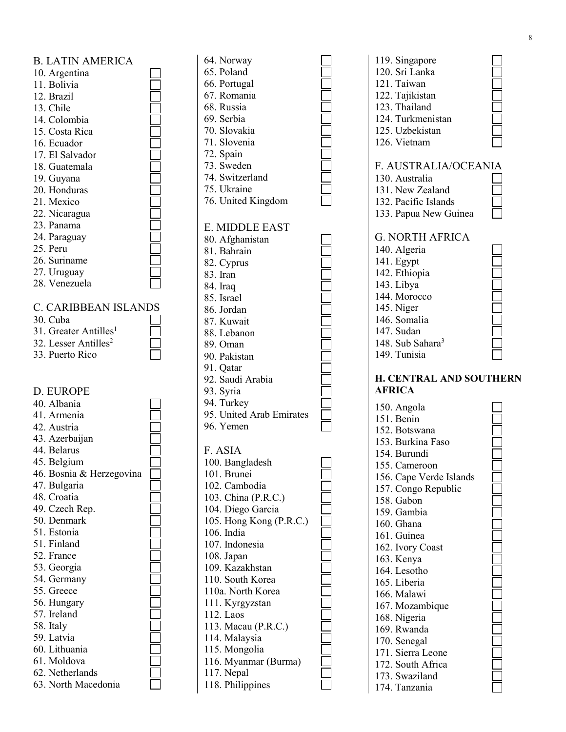## B. LATIN AMERICA

10. Argentina ☐
11. Bolivia ☐
12. Brazil ☐
13. Chile ☐
14. Colombia ☐
15. Costa Rica ☐
16. Ecuador ☐
17. El Salvador ☐
18. Guatemala ☐
19. Guyana ☐
20. Honduras ☐
21. Mexico ☐
22. Nicaragua ☐
23. Panama ☐
24. Paraguay ☐
25. Peru ☐
26. Suriname ☐
27. Uruguay ☐
28. Venezuela ☐

## C. CARIBBEAN ISLANDS

30. Cuba ☐
31. Greater Antilles[1] ☐
32. Lesser Antilles[2] ☐
33. Puerto Rico ☐

## D. EUROPE

40. Albania ☐
41. Armenia ☐
42. Austria ☐
43. Azerbaijan ☐
44. Belarus ☐
45. Belgium ☐
46. Bosnia & Herzegovina ☐
47. Bulgaria ☐
48. Croatia ☐
49. Czech Rep. ☐
50. Denmark ☐
51. Estonia ☐
51. Finland ☐
52. France ☐
53. Georgia ☐
54. Germany ☐
55. Greece ☐
56. Hungary ☐
57. Ireland ☐
58. Italy ☐
59. Latvia ☐
60. Lithuania ☐
61. Moldova ☐
62. Netherlands ☐
63. North Macedonia ☐
64. Norway ☐
65. Poland ☐
66. Portugal ☐
67. Romania ☐
68. Russia ☐
69. Serbia ☐
70. Slovakia ☐
71. Slovenia ☐
72. Spain ☐
73. Sweden ☐
74. Switzerland ☐
75. Ukraine ☐
76. United Kingdom ☐

## E. MIDDLE EAST

80. Afghanistan ☐
81. Bahrain ☐
82. Cyprus ☐
83. Iran ☐
84. Iraq ☐
85. Israel ☐
86. Jordan ☐
87. Kuwait ☐
88. Lebanon ☐
89. Oman ☐
90. Pakistan ☐
91. Qatar ☐
92. Saudi Arabia ☐
93. Syria ☐
94. Turkey ☐
95. United Arab Emirates ☐
96. Yemen ☐

## F. ASIA

100. Bangladesh ☐
101. Brunei ☐
102. Cambodia ☐
103. China (P.R.C.) ☐
104. Diego Garcia ☐
105. Hong Kong (P.R.C.) ☐
106. India ☐
107. Indonesia ☐
108. Japan ☐
109. Kazakhstan ☐
110. South Korea ☐
110a. North Korea ☐
111. Kyrgyzstan ☐
112. Laos ☐
113. Macau (P.R.C.) ☐
114. Malaysia ☐
115. Mongolia ☐
116. Myanmar (Burma) ☐
117. Nepal ☐
118. Philippines ☐
119. Singapore ☐
120. Sri Lanka ☐
121. Taiwan ☐
122. Tajikistan ☐
123. Thailand ☐
124. Turkmenistan ☐
125. Uzbekistan ☐
126. Vietnam ☐

## F. AUSTRALIA/OCEANIA

130. Australia ☐
131. New Zealand ☐
132. Pacific Islands ☐
133. Papua New Guinea ☐

## G. NORTH AFRICA

140. Algeria ☐
141. Egypt ☐
142. Ethiopia ☐
143. Libya ☐
144. Morocco ☐
145. Niger ☐
146. Somalia ☐
147. Sudan ☐
148. Sub Sahara[3] ☐
149. Tunisia ☐

## H. CENTRAL AND SOUTHERN AFRICA

150. Angola ☐
151. Benin ☐
152. Botswana ☐
153. Burkina Faso ☐
154. Burundi ☐
155. Cameroon ☐
156. Cape Verde Islands ☐
157. Congo Republic ☐
158. Gabon ☐
159. Gambia ☐
160. Ghana ☐
161. Guinea ☐
162. Ivory Coast ☐
163. Kenya ☐
164. Lesotho ☐
165. Liberia ☐
166. Malawi ☐
167. Mozambique ☐
168. Nigeria ☐
169. Rwanda ☐
170. Senegal ☐
171. Sierra Leone ☐
172. South Africa ☐
173. Swaziland ☐
174. Tanzania ☐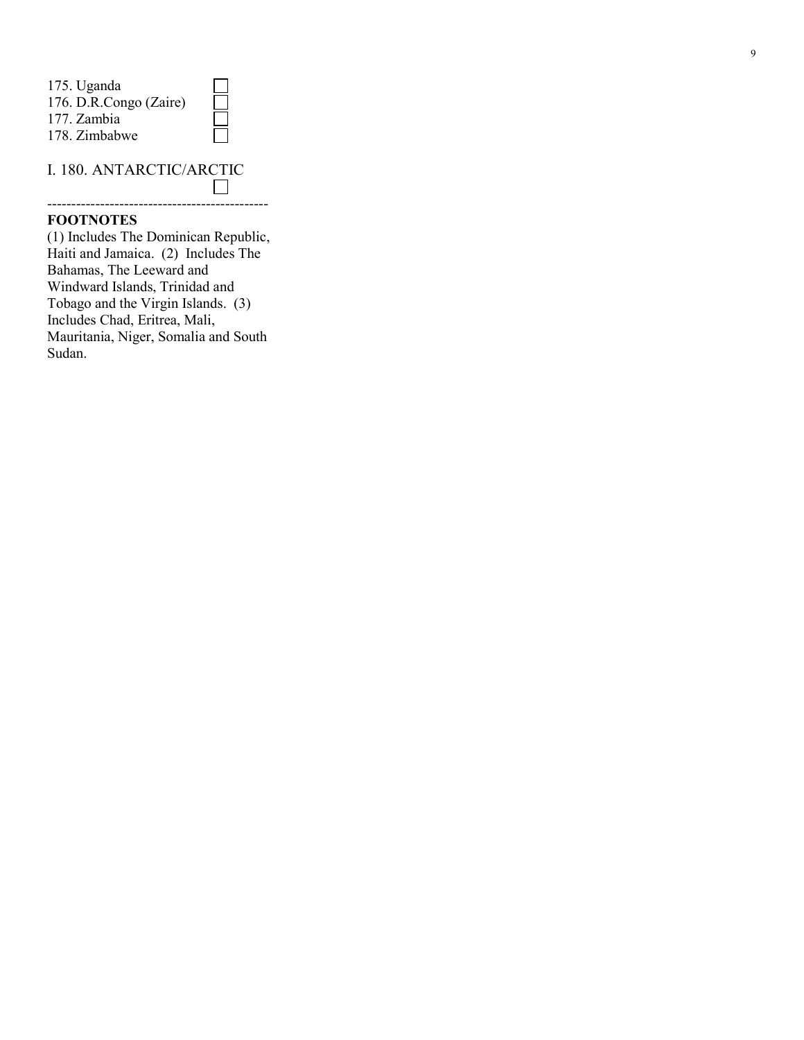175. Uganda ☐
176. D.R.Congo (Zaire) ☐
177. Zambia ☐
178. Zimbabwe ☐

I. 180. ANTARCTIC/ARCTIC ☐

---

**FOOTNOTES**

(1) Includes The Dominican Republic, Haiti and Jamaica. (2) Includes The Bahamas, The Leeward and Windward Islands, Trinidad and Tobago and the Virgin Islands. (3) Includes Chad, Eritrea, Mali, Mauritania, Niger, Somalia and South Sudan.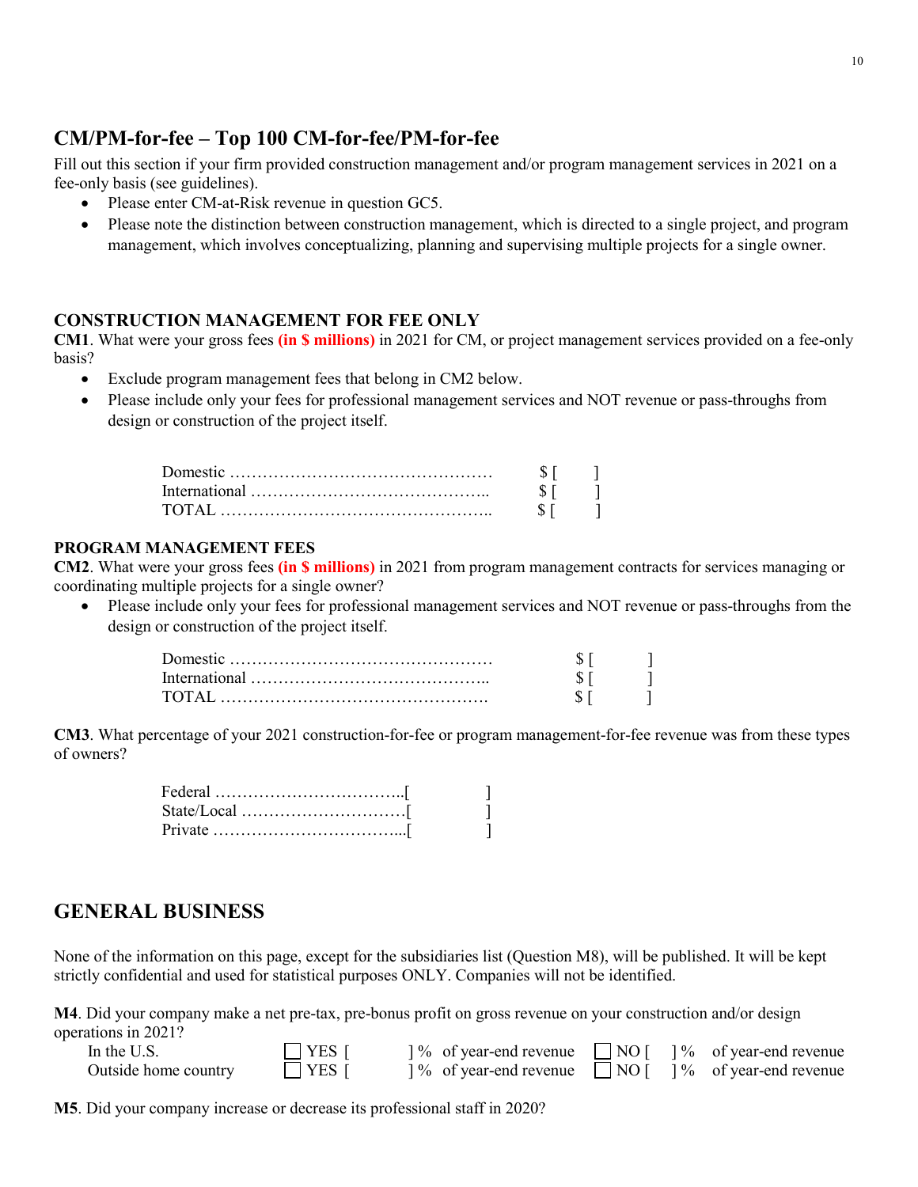## CM/PM-for-fee – Top 100 CM-for-fee/PM-for-fee

Fill out this section if your firm provided construction management and/or program management services in 2021 on a fee-only basis (see guidelines).

- Please enter CM-at-Risk revenue in question GC5.
- Please note the distinction between construction management, which is directed to a single project, and program management, which involves conceptualizing, planning and supervising multiple projects for a single owner.

### CONSTRUCTION MANAGEMENT FOR FEE ONLY

**CM1**. What were your gross fees **(in $ millions)** in 2021 for CM, or project management services provided on a fee-only basis?

- Exclude program management fees that belong in CM2 below.
- Please include only your fees for professional management services and NOT revenue or pass-throughs from design or construction of the project itself.

Domestic ………………………………………… $ [ ]
International …………………………………….. $ [ ]
TOTAL ………………………………………….. $ [ ]

### PROGRAM MANAGEMENT FEES

**CM2**. What were your gross fees **(in $ millions)** in 2021 from program management contracts for services managing or coordinating multiple projects for a single owner?

- Please include only your fees for professional management services and NOT revenue or pass-throughs from the design or construction of the project itself.

Domestic ………………………………………… $ [ ]
International …………………………………….. $ [ ]
TOTAL ………………………………………….. $ [ ]

**CM3**. What percentage of your 2021 construction-for-fee or program management-for-fee revenue was from these types of owners?

Federal ……………………………..[ ]
State/Local …………………………[ ]
Private ……………………………...[ ]

## GENERAL BUSINESS

None of the information on this page, except for the subsidiaries list (Question M8), will be published. It will be kept strictly confidential and used for statistical purposes ONLY. Companies will not be identified.

**M4**. Did your company make a net pre-tax, pre-bonus profit on gross revenue on your construction and/or design operations in 2021?

In the U.S. ☐ YES [ ] % of year-end revenue ☐ NO [ ] % of year-end revenue
Outside home country ☐ YES [ ] % of year-end revenue ☐ NO [ ] % of year-end revenue

**M5**. Did your company increase or decrease its professional staff in 2020?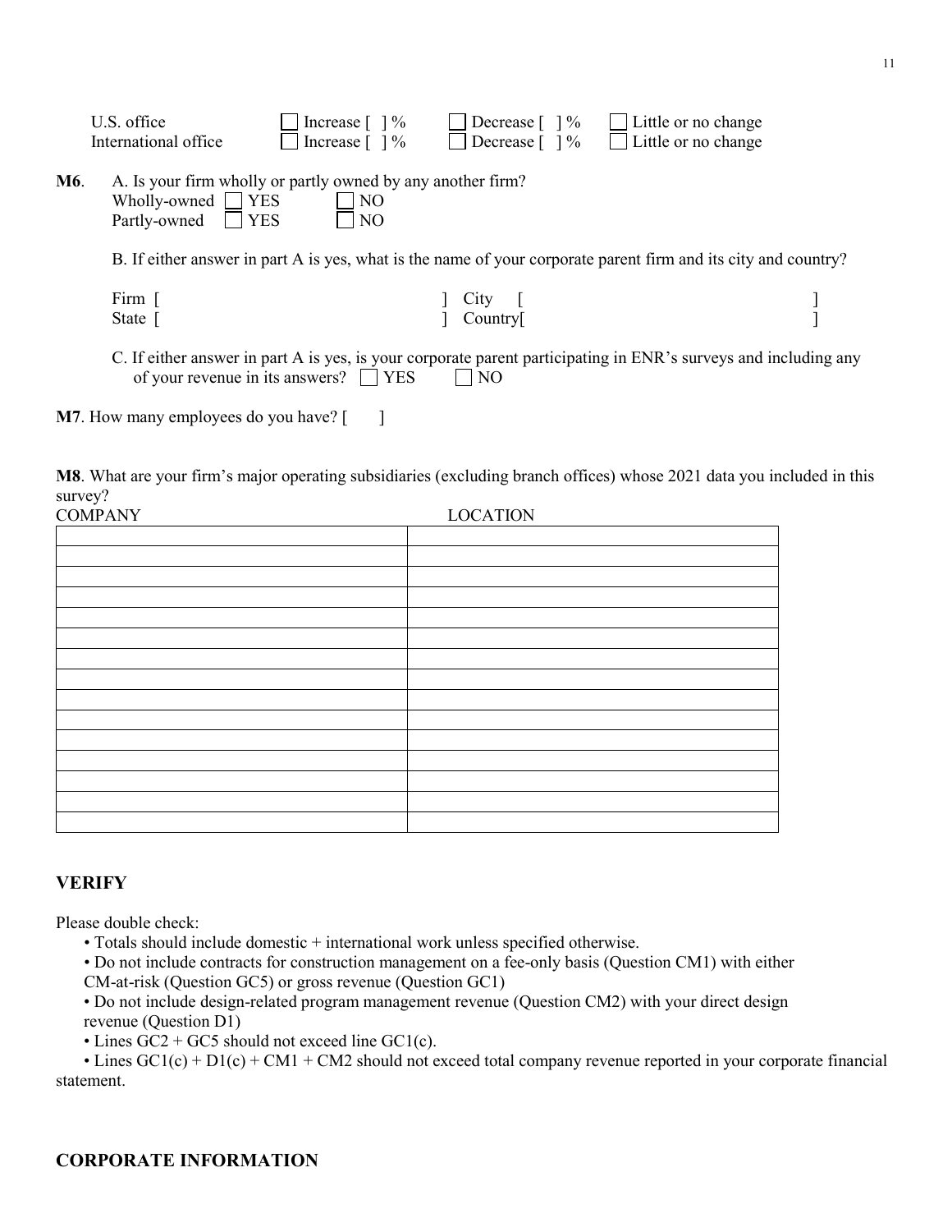U.S. office ☐ Increase [ ] % ☐ Decrease [ ] % ☐ Little or no change
International office ☐ Increase [ ] % ☐ Decrease [ ] % ☐ Little or no change

**M6**. A. Is your firm wholly or partly owned by any another firm?
Wholly-owned ☐ YES ☐ NO
Partly-owned ☐ YES ☐ NO

B. If either answer in part A is yes, what is the name of your corporate parent firm and its city and country?

Firm [ ] City [ ]
State [ ] Country[ ]

C. If either answer in part A is yes, is your corporate parent participating in ENR's surveys and including any of your revenue in its answers? ☐ YES ☐ NO

**M7**. How many employees do you have? [ ]

**M8**. What are your firm's major operating subsidiaries (excluding branch offices) whose 2021 data you included in this survey?

| COMPANY | LOCATION |
|---|---|
| | |
| | |
| | |
| | |
| | |
| | |
| | |
| | |
| | |
| | |
| | |
| | |
| | |
| | |
| | |

## VERIFY

Please double check:

- Totals should include domestic + international work unless specified otherwise.
- Do not include contracts for construction management on a fee-only basis (Question CM1) with either CM-at-risk (Question GC5) or gross revenue (Question GC1)
- Do not include design-related program management revenue (Question CM2) with your direct design revenue (Question D1)
- Lines GC2 + GC5 should not exceed line GC1(c).
- Lines GC1(c) + D1(c) + CM1 + CM2 should not exceed total company revenue reported in your corporate financial statement.

## CORPORATE INFORMATION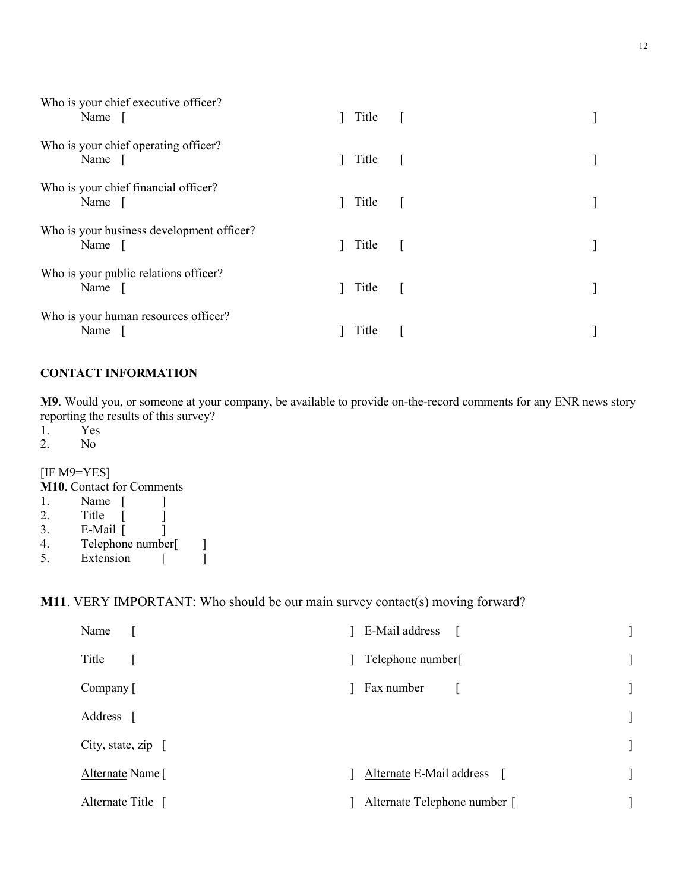Who is your chief executive officer?
Name [ ] Title [ ]

Who is your chief operating officer?
Name [ ] Title [ ]

Who is your chief financial officer?
Name [ ] Title [ ]

Who is your business development officer?
Name [ ] Title [ ]

Who is your public relations officer?
Name [ ] Title [ ]

Who is your human resources officer?
Name [ ] Title [ ]

**CONTACT INFORMATION**

**M9**. Would you, or someone at your company, be available to provide on-the-record comments for any ENR news story reporting the results of this survey?

1. Yes
2. No

[IF M9=YES]
**M10**. Contact for Comments

1. Name [ ]
2. Title [ ]
3. E-Mail [ ]
4. Telephone number[ ]
5. Extension [ ]

**M11**. VERY IMPORTANT: Who should be our main survey contact(s) moving forward?

Name [ ] E-Mail address [ ]

Title [ ] Telephone number[ ]

Company [ ] Fax number [ ]

Address [ ]

City, state, zip [ ]

Alternate Name [ ] Alternate E-Mail address [ ]

Alternate Title [ ] Alternate Telephone number [ ]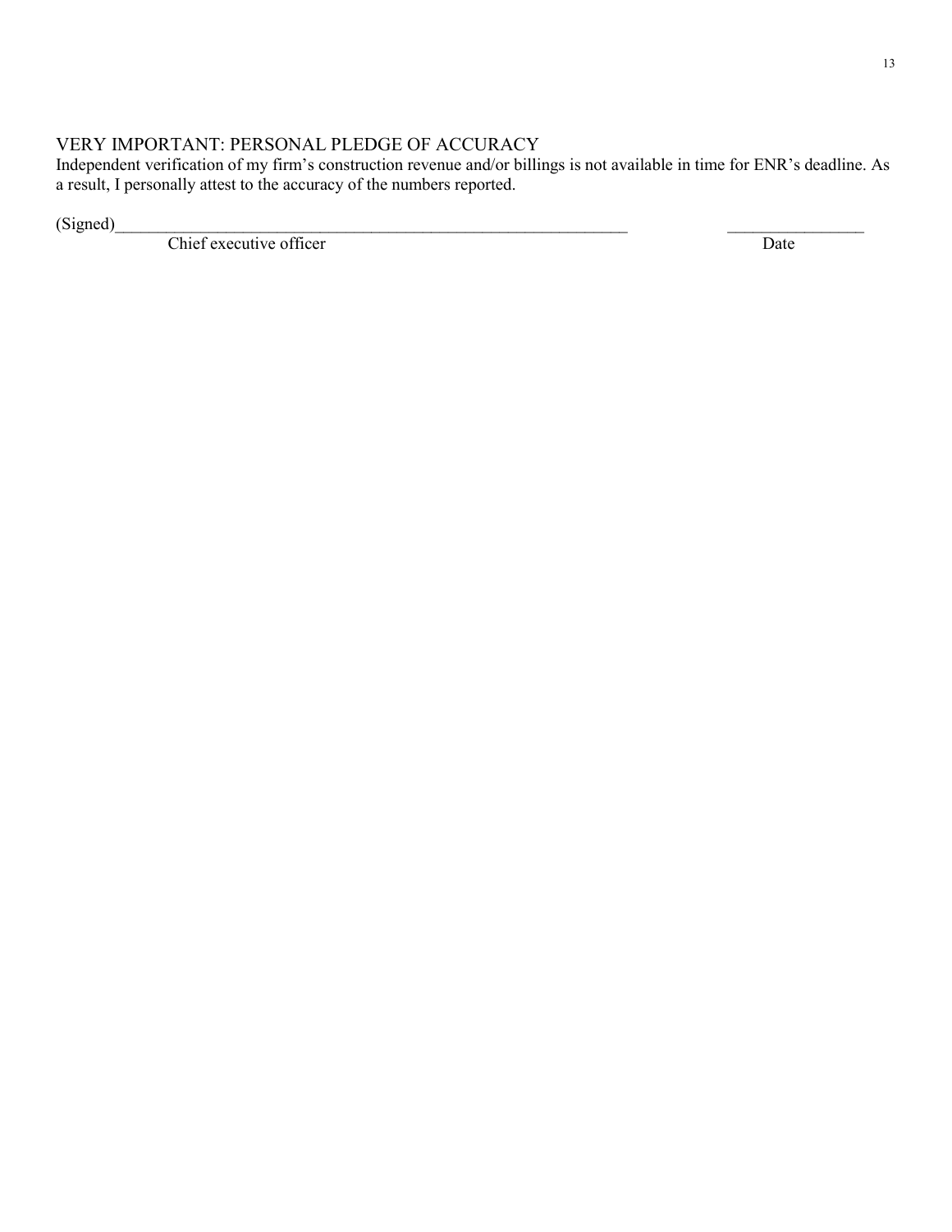## VERY IMPORTANT: PERSONAL PLEDGE OF ACCURACY

Independent verification of my firm's construction revenue and/or billings is not available in time for ENR's deadline. As a result, I personally attest to the accuracy of the numbers reported.

(Signed)_______________________________________________________________ _________________

Chief executive officer Date